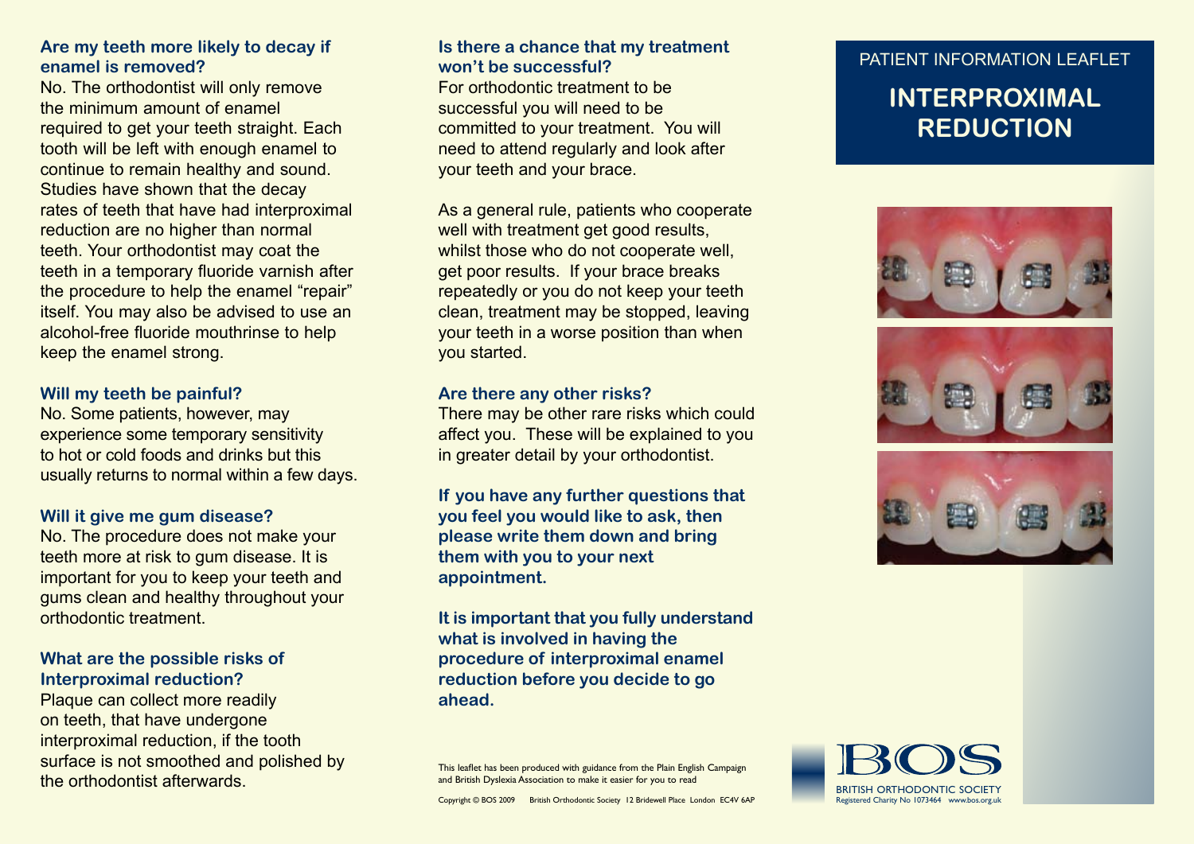PATIENT INFORMATION LEAFLET

# INTERPROXIMAL REDUCTION

### Are my teeth more likely to decay if enamel is removed?

No. The orthodontist will only remove the minimum amount of enamel required to get your teeth straight. Each tooth will be left with enough enamel to continue to remain healthy and sound. Studies have shown that the decay rates of teeth that have had interproximal reduction are no higher than normal teeth. Your orthodontist may coat the teeth in a temporary fluoride varnish after the procedure to help the enamel "repair" itself. You may also be advised to use an alcohol-free fluoride mouthrinse to help keep the enamel strong.

### Will my teeth be painful?

No. Some patients, however, may experience some temporary sensitivity to hot or cold foods and drinks but this usually returns to normal within a few days.

### Will it give me gum disease?

No. The procedure does not make your teeth more at risk to gum disease. It is important for you to keep your teeth and gums clean and healthy throughout your orthodontic treatment.

### What are the possible risks of Interproximal reduction?

Plaque can collect more readily on teeth, that have undergone interproximal reduction, if the tooth surface is not smoothed and polished by the orthodontist afterwards.

### Is there a chance that my treatment won't be successful?

For orthodontic treatment to be successful you will need to be committed to your treatment. You will need to attend regularly and look after your teeth and your brace.

As a general rule, patients who cooperate well with treatment get good results, whilst those who do not cooperate well, get poor results. If your brace breaks repeatedly or you do not keep your teeth clean, treatment may be stopped, leaving your teeth in a worse position than when you started.

### Are there any other risks?

There may be other rare risks which could affect you. These will be explained to you in greater detail by your orthodontist.

**If you have any further questions that you feel you would like to ask, then please write them down and bring them with you to your next appointment.**

**It is important that you fully understand what is involved in having the procedure of interproximal enamel reduction before you decide to go ahead.**

This leaflet has been produced with guidance from the Plain English Campaign and British Dyslexia Association to make it easier for you to read

Copyright © BOS 2009 British Orthodontic Society 12 Bridewell Place London EC4V 6AP

BOS
BRITISH ORTHODONTIC SOCIETY
Registered Charity No 1073464 www.bos.org.uk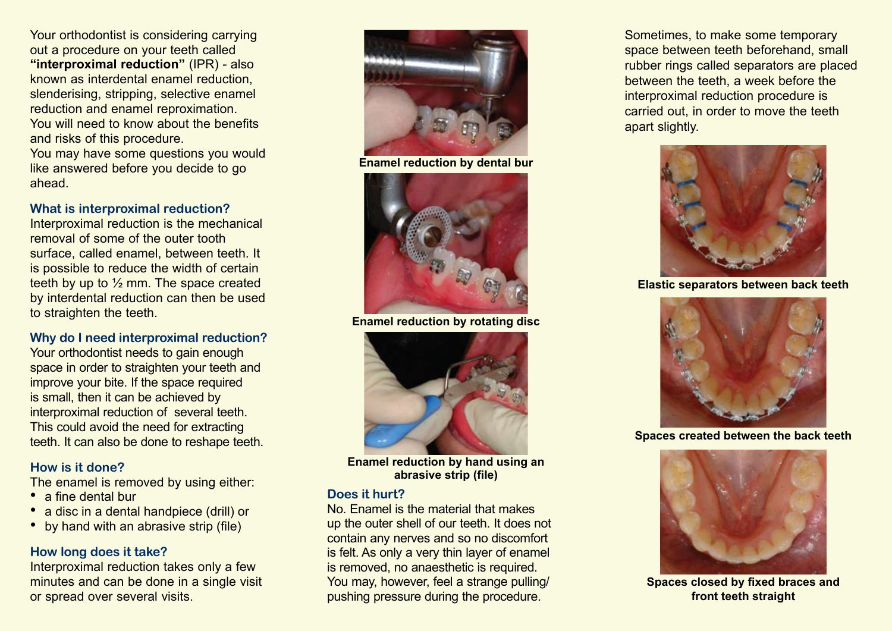Your orthodontist is considering carrying out a procedure on your teeth called **"interproximal reduction"** (IPR) - also known as interdental enamel reduction, slenderising, stripping, selective enamel reduction and enamel reproximation. You will need to know about the benefits and risks of this procedure.
You may have some questions you would like answered before you decide to go ahead.

### What is interproximal reduction?

Interproximal reduction is the mechanical removal of some of the outer tooth surface, called enamel, between teeth. It is possible to reduce the width of certain teeth by up to ½ mm. The space created by interdental reduction can then be used to straighten the teeth.

### Why do I need interproximal reduction?

Your orthodontist needs to gain enough space in order to straighten your teeth and improve your bite. If the space required is small, then it can be achieved by interproximal reduction of several teeth. This could avoid the need for extracting teeth. It can also be done to reshape teeth.

### How is it done?

The enamel is removed by using either:

- a fine dental bur
- a disc in a dental handpiece (drill) or
- by hand with an abrasive strip (file)

### How long does it take?

Interproximal reduction takes only a few minutes and can be done in a single visit or spread over several visits.

**Enamel reduction by dental bur**

**Enamel reduction by rotating disc**

**Enamel reduction by hand using an abrasive strip (file)**

### Does it hurt?

No. Enamel is the material that makes up the outer shell of our teeth. It does not contain any nerves and so no discomfort is felt. As only a very thin layer of enamel is removed, no anaesthetic is required. You may, however, feel a strange pulling/pushing pressure during the procedure.

Sometimes, to make some temporary space between teeth beforehand, small rubber rings called separators are placed between the teeth, a week before the interproximal reduction procedure is carried out, in order to move the teeth apart slightly.

**Elastic separators between back teeth**

**Spaces created between the back teeth**

**Spaces closed by fixed braces and front teeth straight**